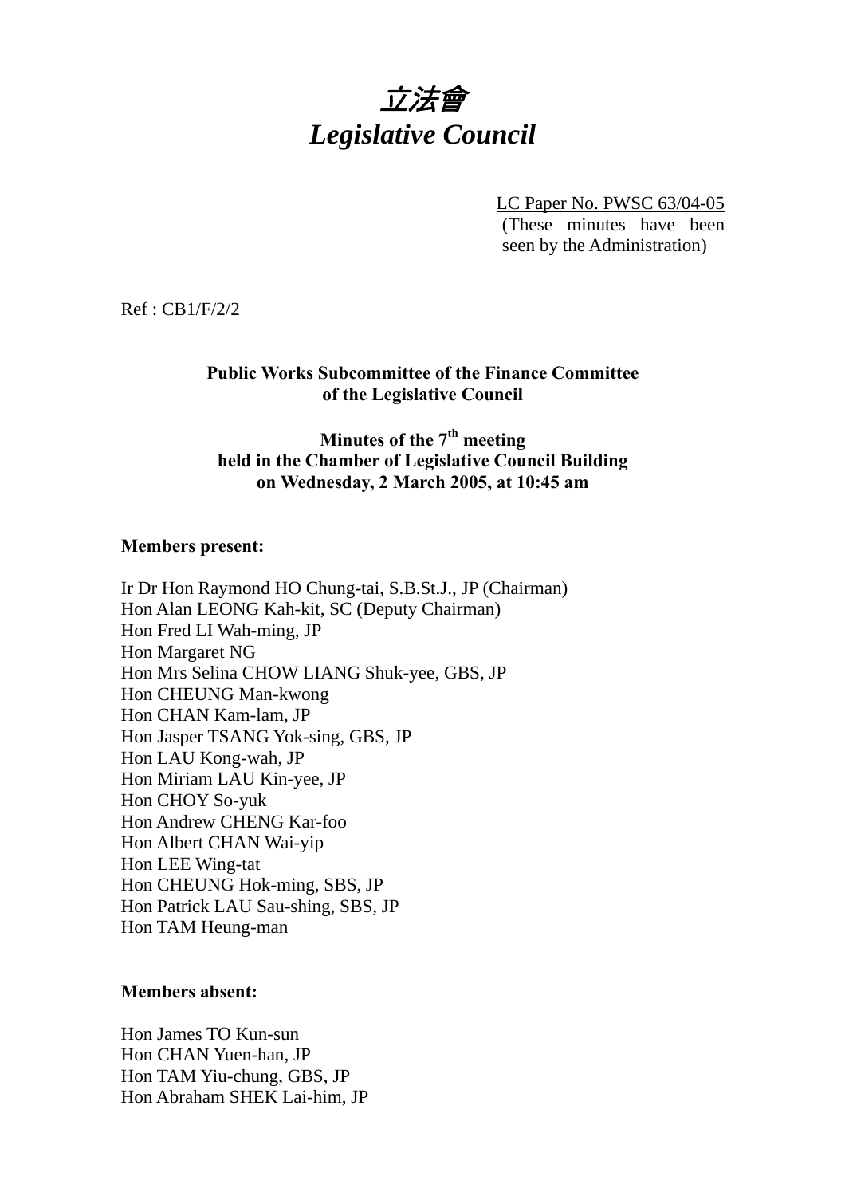# *立法會*
# *Legislative Council*

LC Paper No. PWSC 63/04-05
(These minutes have been seen by the Administration)

Ref : CB1/F/2/2

**Public Works Subcommittee of the Finance Committee of the Legislative Council**

**Minutes of the 7th meeting held in the Chamber of Legislative Council Building on Wednesday, 2 March 2005, at 10:45 am**

**Members present:**

Ir Dr Hon Raymond HO Chung-tai, S.B.St.J., JP (Chairman)
Hon Alan LEONG Kah-kit, SC (Deputy Chairman)
Hon Fred LI Wah-ming, JP
Hon Margaret NG
Hon Mrs Selina CHOW LIANG Shuk-yee, GBS, JP
Hon CHEUNG Man-kwong
Hon CHAN Kam-lam, JP
Hon Jasper TSANG Yok-sing, GBS, JP
Hon LAU Kong-wah, JP
Hon Miriam LAU Kin-yee, JP
Hon CHOY So-yuk
Hon Andrew CHENG Kar-foo
Hon Albert CHAN Wai-yip
Hon LEE Wing-tat
Hon CHEUNG Hok-ming, SBS, JP
Hon Patrick LAU Sau-shing, SBS, JP
Hon TAM Heung-man

**Members absent:**

Hon James TO Kun-sun
Hon CHAN Yuen-han, JP
Hon TAM Yiu-chung, GBS, JP
Hon Abraham SHEK Lai-him, JP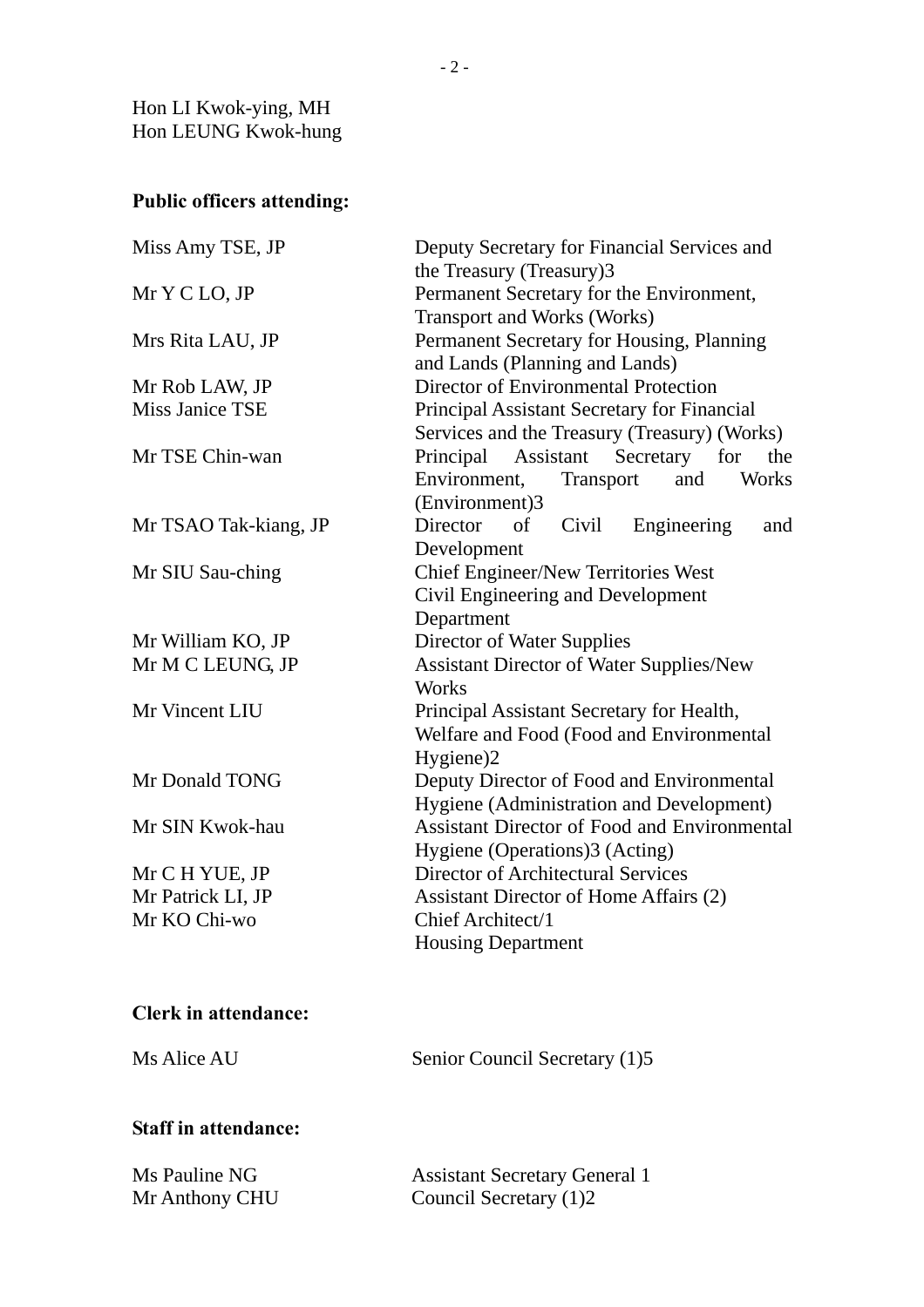Hon LI Kwok-ying, MH
Hon LEUNG Kwok-hung

**Public officers attending:**

| | |
|---|---|
| Miss Amy TSE, JP | Deputy Secretary for Financial Services and the Treasury (Treasury)3 |
| Mr Y C LO, JP | Permanent Secretary for the Environment, Transport and Works (Works) |
| Mrs Rita LAU, JP | Permanent Secretary for Housing, Planning and Lands (Planning and Lands) |
| Mr Rob LAW, JP | Director of Environmental Protection |
| Miss Janice TSE | Principal Assistant Secretary for Financial Services and the Treasury (Treasury) (Works) |
| Mr TSE Chin-wan | Principal Assistant Secretary for the Environment, Transport and Works (Environment)3 |
| Mr TSAO Tak-kiang, JP | Director of Civil Engineering and Development |
| Mr SIU Sau-ching | Chief Engineer/New Territories West Civil Engineering and Development Department |
| Mr William KO, JP | Director of Water Supplies |
| Mr M C LEUNG, JP | Assistant Director of Water Supplies/New Works |
| Mr Vincent LIU | Principal Assistant Secretary for Health, Welfare and Food (Food and Environmental Hygiene)2 |
| Mr Donald TONG | Deputy Director of Food and Environmental Hygiene (Administration and Development) |
| Mr SIN Kwok-hau | Assistant Director of Food and Environmental Hygiene (Operations)3 (Acting) |
| Mr C H YUE, JP | Director of Architectural Services |
| Mr Patrick LI, JP | Assistant Director of Home Affairs (2) |
| Mr KO Chi-wo | Chief Architect/1 Housing Department |

**Clerk in attendance:**

| | |
|---|---|
| Ms Alice AU | Senior Council Secretary (1)5 |

**Staff in attendance:**

| | |
|---|---|
| Ms Pauline NG | Assistant Secretary General 1 |
| Mr Anthony CHU | Council Secretary (1)2 |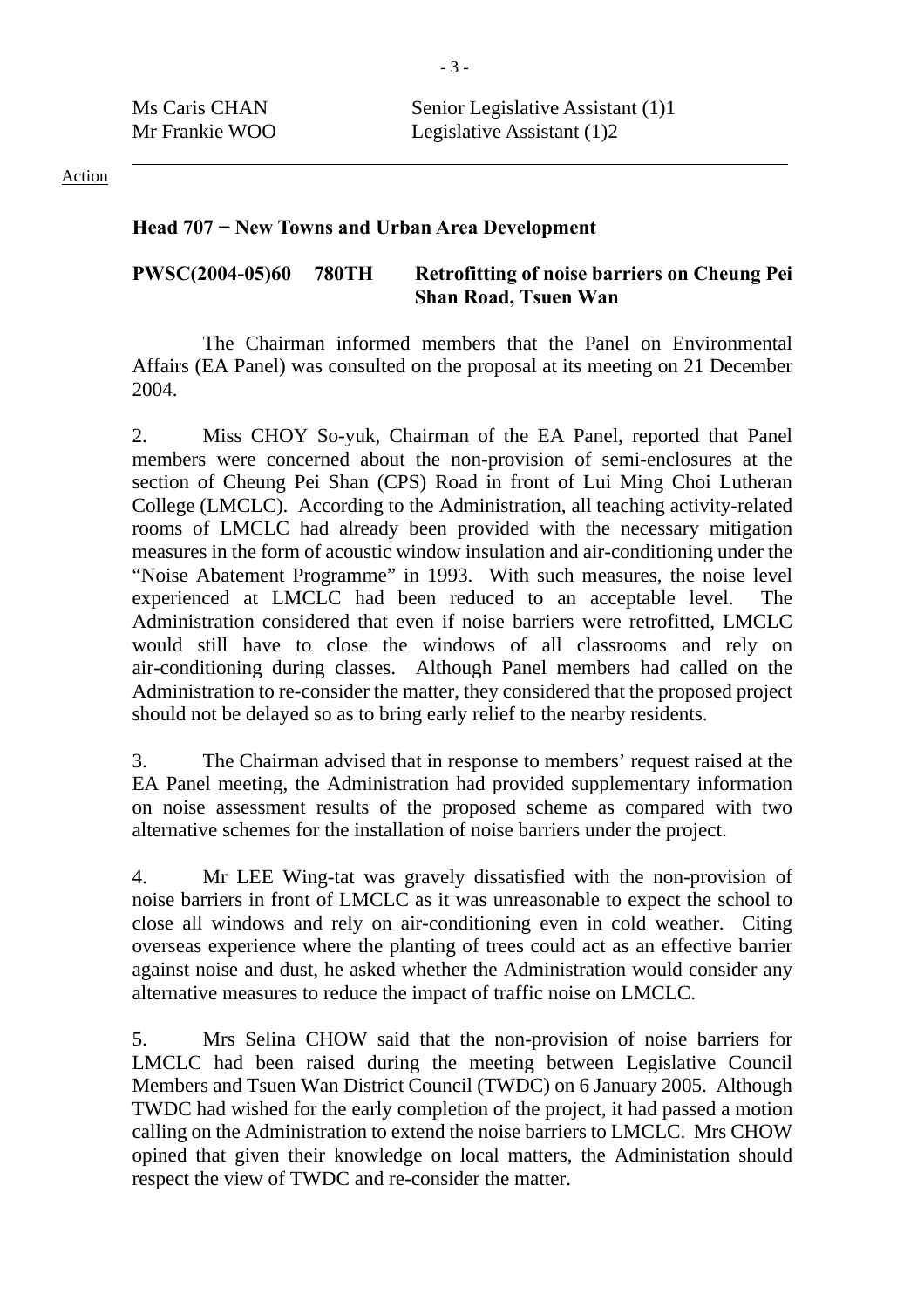| | |
|---|---|
| Ms Caris CHAN | Senior Legislative Assistant (1)1 |
| Mr Frankie WOO | Legislative Assistant (1)2 |

Action

**Head 707 − New Towns and Urban Area Development**

**PWSC(2004-05)60 780TH Retrofitting of noise barriers on Cheung Pei Shan Road, Tsuen Wan**

The Chairman informed members that the Panel on Environmental Affairs (EA Panel) was consulted on the proposal at its meeting on 21 December 2004.

2. Miss CHOY So-yuk, Chairman of the EA Panel, reported that Panel members were concerned about the non-provision of semi-enclosures at the section of Cheung Pei Shan (CPS) Road in front of Lui Ming Choi Lutheran College (LMCLC). According to the Administration, all teaching activity-related rooms of LMCLC had already been provided with the necessary mitigation measures in the form of acoustic window insulation and air-conditioning under the "Noise Abatement Programme" in 1993. With such measures, the noise level experienced at LMCLC had been reduced to an acceptable level. The Administration considered that even if noise barriers were retrofitted, LMCLC would still have to close the windows of all classrooms and rely on air-conditioning during classes. Although Panel members had called on the Administration to re-consider the matter, they considered that the proposed project should not be delayed so as to bring early relief to the nearby residents.

3. The Chairman advised that in response to members' request raised at the EA Panel meeting, the Administration had provided supplementary information on noise assessment results of the proposed scheme as compared with two alternative schemes for the installation of noise barriers under the project.

4. Mr LEE Wing-tat was gravely dissatisfied with the non-provision of noise barriers in front of LMCLC as it was unreasonable to expect the school to close all windows and rely on air-conditioning even in cold weather. Citing overseas experience where the planting of trees could act as an effective barrier against noise and dust, he asked whether the Administration would consider any alternative measures to reduce the impact of traffic noise on LMCLC.

5. Mrs Selina CHOW said that the non-provision of noise barriers for LMCLC had been raised during the meeting between Legislative Council Members and Tsuen Wan District Council (TWDC) on 6 January 2005. Although TWDC had wished for the early completion of the project, it had passed a motion calling on the Administration to extend the noise barriers to LMCLC. Mrs CHOW opined that given their knowledge on local matters, the Administation should respect the view of TWDC and re-consider the matter.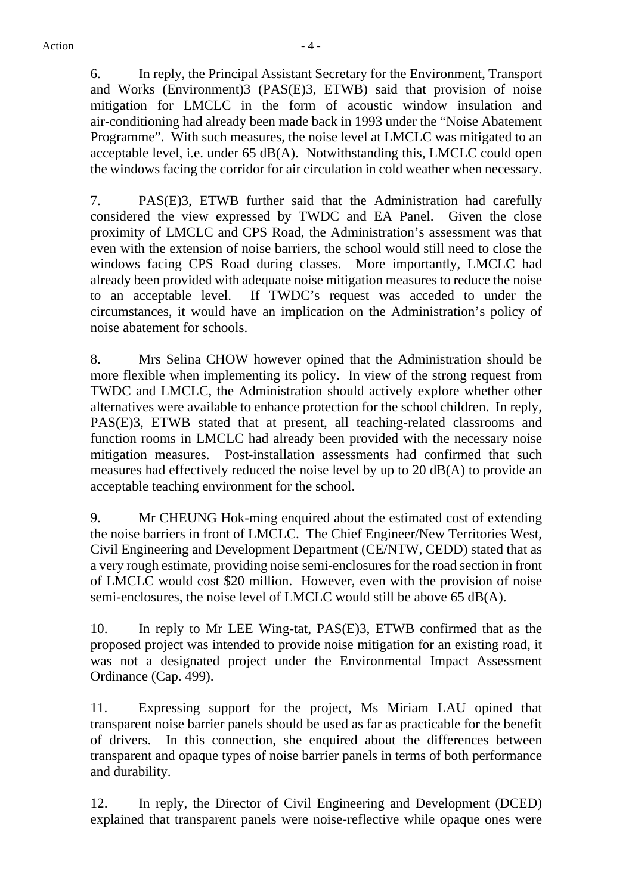6. In reply, the Principal Assistant Secretary for the Environment, Transport and Works (Environment)3 (PAS(E)3, ETWB) said that provision of noise mitigation for LMCLC in the form of acoustic window insulation and air-conditioning had already been made back in 1993 under the "Noise Abatement Programme". With such measures, the noise level at LMCLC was mitigated to an acceptable level, i.e. under 65 dB(A). Notwithstanding this, LMCLC could open the windows facing the corridor for air circulation in cold weather when necessary.

7. PAS(E)3, ETWB further said that the Administration had carefully considered the view expressed by TWDC and EA Panel. Given the close proximity of LMCLC and CPS Road, the Administration's assessment was that even with the extension of noise barriers, the school would still need to close the windows facing CPS Road during classes. More importantly, LMCLC had already been provided with adequate noise mitigation measures to reduce the noise to an acceptable level. If TWDC's request was acceded to under the circumstances, it would have an implication on the Administration's policy of noise abatement for schools.

8. Mrs Selina CHOW however opined that the Administration should be more flexible when implementing its policy. In view of the strong request from TWDC and LMCLC, the Administration should actively explore whether other alternatives were available to enhance protection for the school children. In reply, PAS(E)3, ETWB stated that at present, all teaching-related classrooms and function rooms in LMCLC had already been provided with the necessary noise mitigation measures. Post-installation assessments had confirmed that such measures had effectively reduced the noise level by up to 20 dB(A) to provide an acceptable teaching environment for the school.

9. Mr CHEUNG Hok-ming enquired about the estimated cost of extending the noise barriers in front of LMCLC. The Chief Engineer/New Territories West, Civil Engineering and Development Department (CE/NTW, CEDD) stated that as a very rough estimate, providing noise semi-enclosures for the road section in front of LMCLC would cost $20 million. However, even with the provision of noise semi-enclosures, the noise level of LMCLC would still be above 65 dB(A).

10. In reply to Mr LEE Wing-tat, PAS(E)3, ETWB confirmed that as the proposed project was intended to provide noise mitigation for an existing road, it was not a designated project under the Environmental Impact Assessment Ordinance (Cap. 499).

11. Expressing support for the project, Ms Miriam LAU opined that transparent noise barrier panels should be used as far as practicable for the benefit of drivers. In this connection, she enquired about the differences between transparent and opaque types of noise barrier panels in terms of both performance and durability.

12. In reply, the Director of Civil Engineering and Development (DCED) explained that transparent panels were noise-reflective while opaque ones were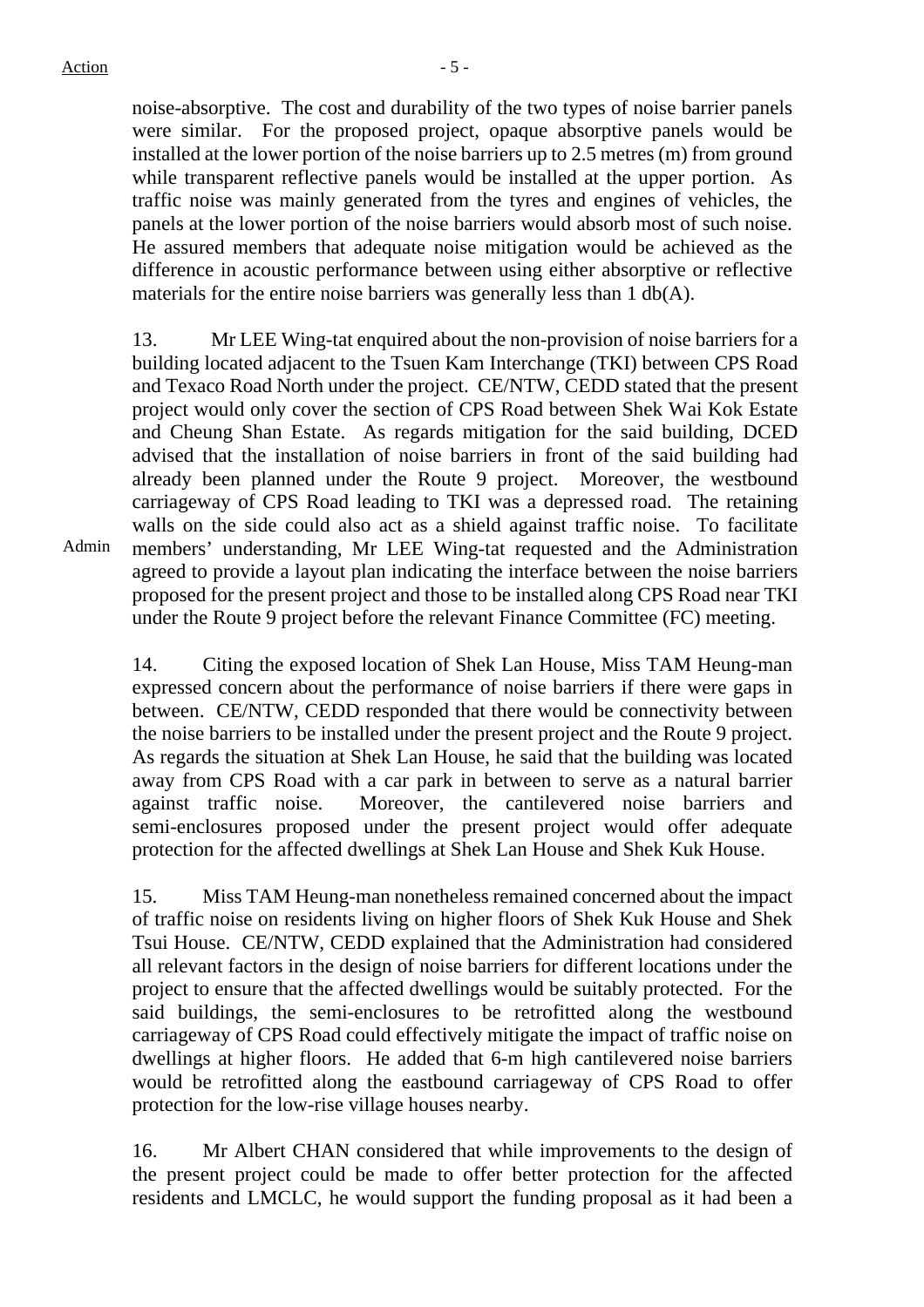noise-absorptive. The cost and durability of the two types of noise barrier panels were similar. For the proposed project, opaque absorptive panels would be installed at the lower portion of the noise barriers up to 2.5 metres (m) from ground while transparent reflective panels would be installed at the upper portion. As traffic noise was mainly generated from the tyres and engines of vehicles, the panels at the lower portion of the noise barriers would absorb most of such noise. He assured members that adequate noise mitigation would be achieved as the difference in acoustic performance between using either absorptive or reflective materials for the entire noise barriers was generally less than 1 db(A).

13. Mr LEE Wing-tat enquired about the non-provision of noise barriers for a building located adjacent to the Tsuen Kam Interchange (TKI) between CPS Road and Texaco Road North under the project. CE/NTW, CEDD stated that the present project would only cover the section of CPS Road between Shek Wai Kok Estate and Cheung Shan Estate. As regards mitigation for the said building, DCED advised that the installation of noise barriers in front of the said building had already been planned under the Route 9 project. Moreover, the westbound carriageway of CPS Road leading to TKI was a depressed road. The retaining walls on the side could also act as a shield against traffic noise. To facilitate members' understanding, Mr LEE Wing-tat requested and the Administration agreed to provide a layout plan indicating the interface between the noise barriers proposed for the present project and those to be installed along CPS Road near TKI under the Route 9 project before the relevant Finance Committee (FC) meeting.

Admin

14. Citing the exposed location of Shek Lan House, Miss TAM Heung-man expressed concern about the performance of noise barriers if there were gaps in between. CE/NTW, CEDD responded that there would be connectivity between the noise barriers to be installed under the present project and the Route 9 project. As regards the situation at Shek Lan House, he said that the building was located away from CPS Road with a car park in between to serve as a natural barrier against traffic noise. Moreover, the cantilevered noise barriers and semi-enclosures proposed under the present project would offer adequate protection for the affected dwellings at Shek Lan House and Shek Kuk House.

15. Miss TAM Heung-man nonetheless remained concerned about the impact of traffic noise on residents living on higher floors of Shek Kuk House and Shek Tsui House. CE/NTW, CEDD explained that the Administration had considered all relevant factors in the design of noise barriers for different locations under the project to ensure that the affected dwellings would be suitably protected. For the said buildings, the semi-enclosures to be retrofitted along the westbound carriageway of CPS Road could effectively mitigate the impact of traffic noise on dwellings at higher floors. He added that 6-m high cantilevered noise barriers would be retrofitted along the eastbound carriageway of CPS Road to offer protection for the low-rise village houses nearby.

16. Mr Albert CHAN considered that while improvements to the design of the present project could be made to offer better protection for the affected residents and LMCLC, he would support the funding proposal as it had been a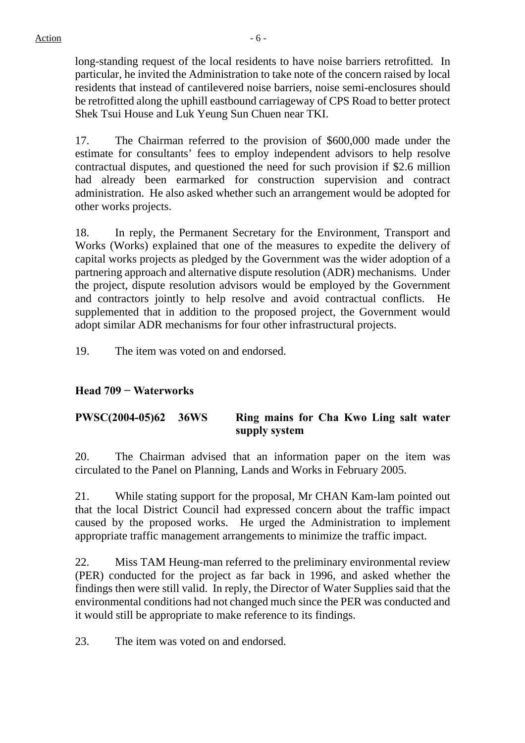long-standing request of the local residents to have noise barriers retrofitted. In particular, he invited the Administration to take note of the concern raised by local residents that instead of cantilevered noise barriers, noise semi-enclosures should be retrofitted along the uphill eastbound carriageway of CPS Road to better protect Shek Tsui House and Luk Yeung Sun Chuen near TKI.

17. The Chairman referred to the provision of $600,000 made under the estimate for consultants' fees to employ independent advisors to help resolve contractual disputes, and questioned the need for such provision if $2.6 million had already been earmarked for construction supervision and contract administration. He also asked whether such an arrangement would be adopted for other works projects.

18. In reply, the Permanent Secretary for the Environment, Transport and Works (Works) explained that one of the measures to expedite the delivery of capital works projects as pledged by the Government was the wider adoption of a partnering approach and alternative dispute resolution (ADR) mechanisms. Under the project, dispute resolution advisors would be employed by the Government and contractors jointly to help resolve and avoid contractual conflicts. He supplemented that in addition to the proposed project, the Government would adopt similar ADR mechanisms for four other infrastructural projects.

19. The item was voted on and endorsed.

**Head 709 − Waterworks**

**PWSC(2004-05)62 36WS Ring mains for Cha Kwo Ling salt water supply system**

20. The Chairman advised that an information paper on the item was circulated to the Panel on Planning, Lands and Works in February 2005.

21. While stating support for the proposal, Mr CHAN Kam-lam pointed out that the local District Council had expressed concern about the traffic impact caused by the proposed works. He urged the Administration to implement appropriate traffic management arrangements to minimize the traffic impact.

22. Miss TAM Heung-man referred to the preliminary environmental review (PER) conducted for the project as far back in 1996, and asked whether the findings then were still valid. In reply, the Director of Water Supplies said that the environmental conditions had not changed much since the PER was conducted and it would still be appropriate to make reference to its findings.

23. The item was voted on and endorsed.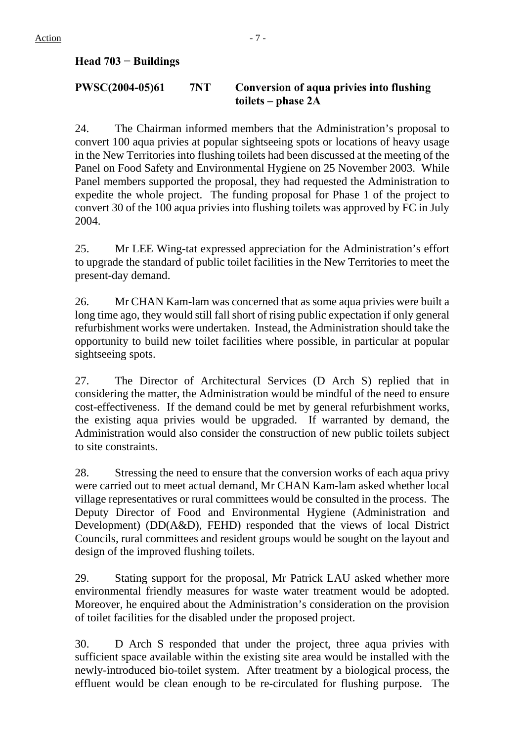**Head 703 − Buildings**

**PWSC(2004-05)61 7NT Conversion of aqua privies into flushing toilets – phase 2A**

24. The Chairman informed members that the Administration's proposal to convert 100 aqua privies at popular sightseeing spots or locations of heavy usage in the New Territories into flushing toilets had been discussed at the meeting of the Panel on Food Safety and Environmental Hygiene on 25 November 2003. While Panel members supported the proposal, they had requested the Administration to expedite the whole project. The funding proposal for Phase 1 of the project to convert 30 of the 100 aqua privies into flushing toilets was approved by FC in July 2004.

25. Mr LEE Wing-tat expressed appreciation for the Administration's effort to upgrade the standard of public toilet facilities in the New Territories to meet the present-day demand.

26. Mr CHAN Kam-lam was concerned that as some aqua privies were built a long time ago, they would still fall short of rising public expectation if only general refurbishment works were undertaken. Instead, the Administration should take the opportunity to build new toilet facilities where possible, in particular at popular sightseeing spots.

27. The Director of Architectural Services (D Arch S) replied that in considering the matter, the Administration would be mindful of the need to ensure cost-effectiveness. If the demand could be met by general refurbishment works, the existing aqua privies would be upgraded. If warranted by demand, the Administration would also consider the construction of new public toilets subject to site constraints.

28. Stressing the need to ensure that the conversion works of each aqua privy were carried out to meet actual demand, Mr CHAN Kam-lam asked whether local village representatives or rural committees would be consulted in the process. The Deputy Director of Food and Environmental Hygiene (Administration and Development) (DD(A&D), FEHD) responded that the views of local District Councils, rural committees and resident groups would be sought on the layout and design of the improved flushing toilets.

29. Stating support for the proposal, Mr Patrick LAU asked whether more environmental friendly measures for waste water treatment would be adopted. Moreover, he enquired about the Administration's consideration on the provision of toilet facilities for the disabled under the proposed project.

30. D Arch S responded that under the project, three aqua privies with sufficient space available within the existing site area would be installed with the newly-introduced bio-toilet system. After treatment by a biological process, the effluent would be clean enough to be re-circulated for flushing purpose. The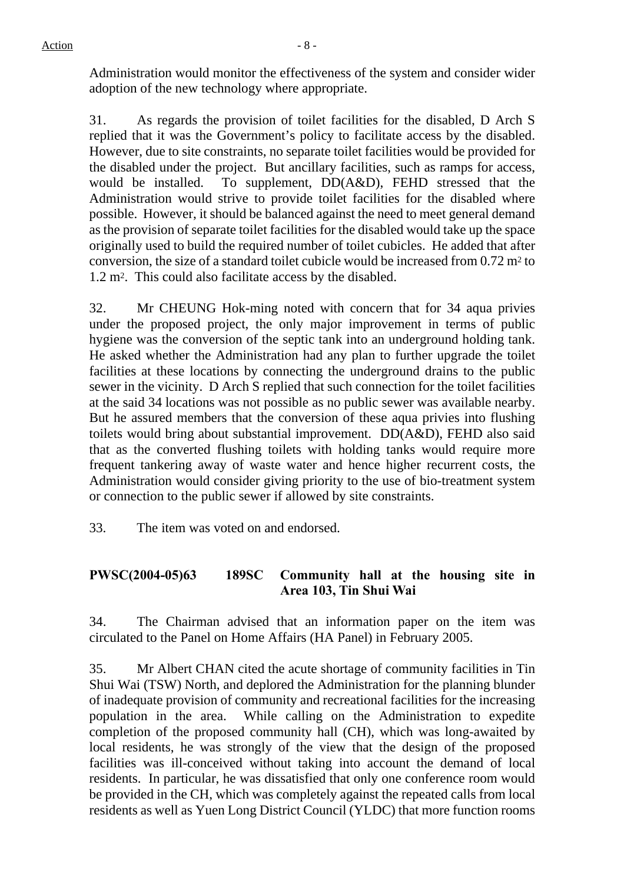Administration would monitor the effectiveness of the system and consider wider adoption of the new technology where appropriate.

31. As regards the provision of toilet facilities for the disabled, D Arch S replied that it was the Government's policy to facilitate access by the disabled. However, due to site constraints, no separate toilet facilities would be provided for the disabled under the project. But ancillary facilities, such as ramps for access, would be installed. To supplement, DD(A&D), FEHD stressed that the Administration would strive to provide toilet facilities for the disabled where possible. However, it should be balanced against the need to meet general demand as the provision of separate toilet facilities for the disabled would take up the space originally used to build the required number of toilet cubicles. He added that after conversion, the size of a standard toilet cubicle would be increased from 0.72 $m^2$ to 1.2 $m^2$. This could also facilitate access by the disabled.

32. Mr CHEUNG Hok-ming noted with concern that for 34 aqua privies under the proposed project, the only major improvement in terms of public hygiene was the conversion of the septic tank into an underground holding tank. He asked whether the Administration had any plan to further upgrade the toilet facilities at these locations by connecting the underground drains to the public sewer in the vicinity. D Arch S replied that such connection for the toilet facilities at the said 34 locations was not possible as no public sewer was available nearby. But he assured members that the conversion of these aqua privies into flushing toilets would bring about substantial improvement. DD(A&D), FEHD also said that as the converted flushing toilets with holding tanks would require more frequent tankering away of waste water and hence higher recurrent costs, the Administration would consider giving priority to the use of bio-treatment system or connection to the public sewer if allowed by site constraints.

33. The item was voted on and endorsed.

**PWSC(2004-05)63 189SC Community hall at the housing site in Area 103, Tin Shui Wai**

34. The Chairman advised that an information paper on the item was circulated to the Panel on Home Affairs (HA Panel) in February 2005.

35. Mr Albert CHAN cited the acute shortage of community facilities in Tin Shui Wai (TSW) North, and deplored the Administration for the planning blunder of inadequate provision of community and recreational facilities for the increasing population in the area. While calling on the Administration to expedite completion of the proposed community hall (CH), which was long-awaited by local residents, he was strongly of the view that the design of the proposed facilities was ill-conceived without taking into account the demand of local residents. In particular, he was dissatisfied that only one conference room would be provided in the CH, which was completely against the repeated calls from local residents as well as Yuen Long District Council (YLDC) that more function rooms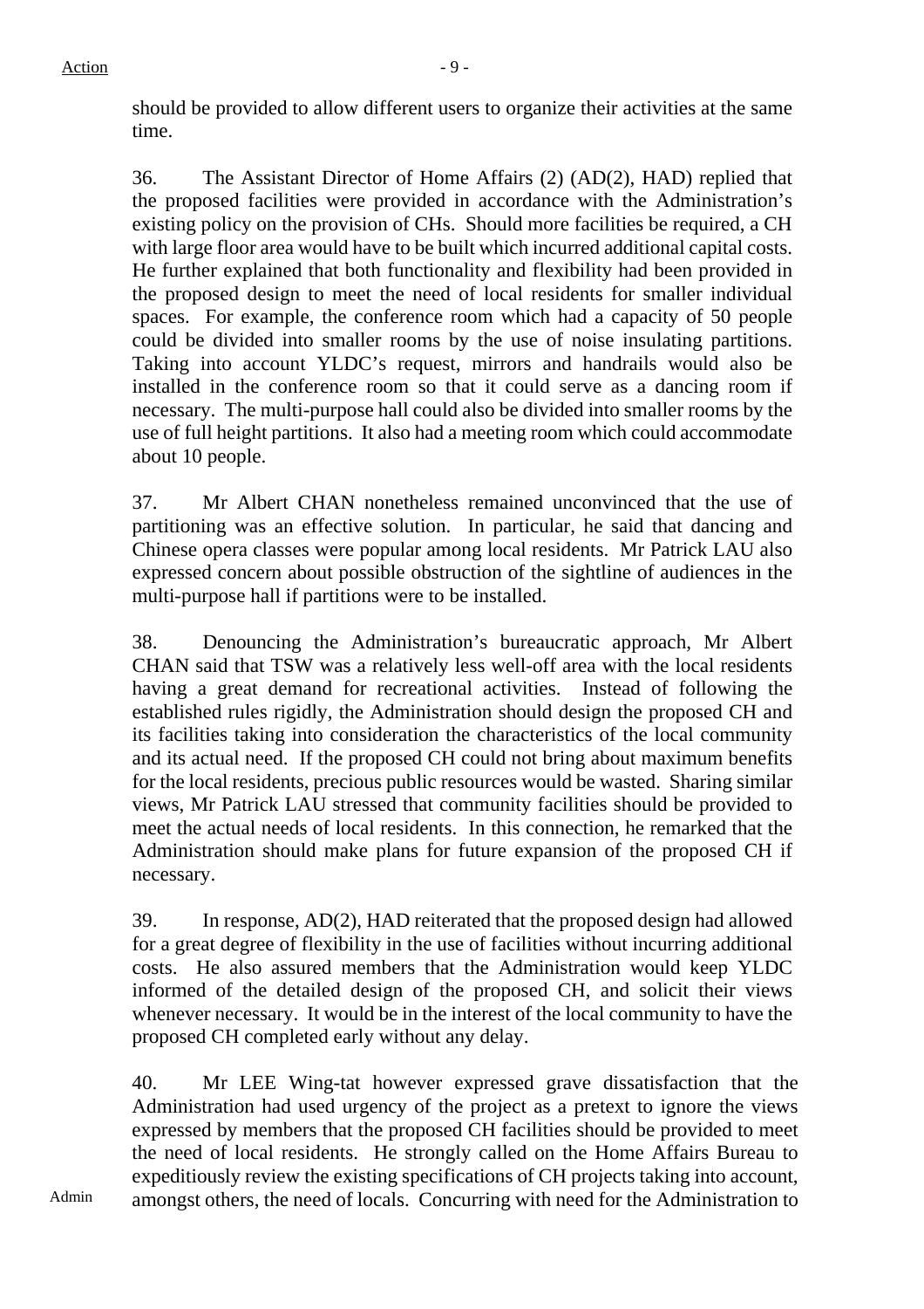should be provided to allow different users to organize their activities at the same time.

36. The Assistant Director of Home Affairs (2) (AD(2), HAD) replied that the proposed facilities were provided in accordance with the Administration's existing policy on the provision of CHs. Should more facilities be required, a CH with large floor area would have to be built which incurred additional capital costs. He further explained that both functionality and flexibility had been provided in the proposed design to meet the need of local residents for smaller individual spaces. For example, the conference room which had a capacity of 50 people could be divided into smaller rooms by the use of noise insulating partitions. Taking into account YLDC's request, mirrors and handrails would also be installed in the conference room so that it could serve as a dancing room if necessary. The multi-purpose hall could also be divided into smaller rooms by the use of full height partitions. It also had a meeting room which could accommodate about 10 people.

37. Mr Albert CHAN nonetheless remained unconvinced that the use of partitioning was an effective solution. In particular, he said that dancing and Chinese opera classes were popular among local residents. Mr Patrick LAU also expressed concern about possible obstruction of the sightline of audiences in the multi-purpose hall if partitions were to be installed.

38. Denouncing the Administration's bureaucratic approach, Mr Albert CHAN said that TSW was a relatively less well-off area with the local residents having a great demand for recreational activities. Instead of following the established rules rigidly, the Administration should design the proposed CH and its facilities taking into consideration the characteristics of the local community and its actual need. If the proposed CH could not bring about maximum benefits for the local residents, precious public resources would be wasted. Sharing similar views, Mr Patrick LAU stressed that community facilities should be provided to meet the actual needs of local residents. In this connection, he remarked that the Administration should make plans for future expansion of the proposed CH if necessary.

39. In response, AD(2), HAD reiterated that the proposed design had allowed for a great degree of flexibility in the use of facilities without incurring additional costs. He also assured members that the Administration would keep YLDC informed of the detailed design of the proposed CH, and solicit their views whenever necessary. It would be in the interest of the local community to have the proposed CH completed early without any delay.

40. Mr LEE Wing-tat however expressed grave dissatisfaction that the Administration had used urgency of the project as a pretext to ignore the views expressed by members that the proposed CH facilities should be provided to meet the need of local residents. He strongly called on the Home Affairs Bureau to expeditiously review the existing specifications of CH projects taking into account, amongst others, the need of locals. Concurring with need for the Administration to

Admin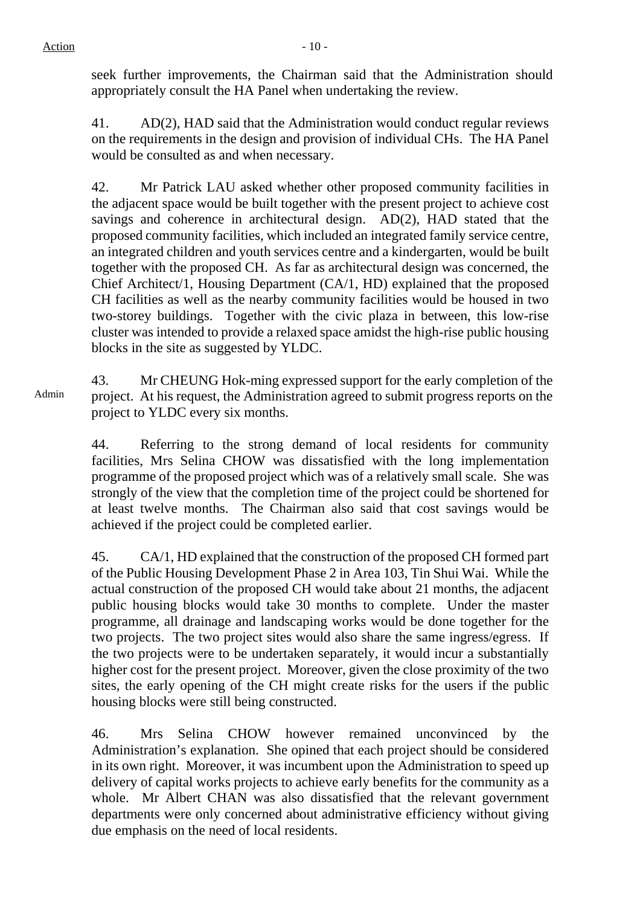seek further improvements, the Chairman said that the Administration should appropriately consult the HA Panel when undertaking the review.

41. AD(2), HAD said that the Administration would conduct regular reviews on the requirements in the design and provision of individual CHs. The HA Panel would be consulted as and when necessary.

42. Mr Patrick LAU asked whether other proposed community facilities in the adjacent space would be built together with the present project to achieve cost savings and coherence in architectural design. AD(2), HAD stated that the proposed community facilities, which included an integrated family service centre, an integrated children and youth services centre and a kindergarten, would be built together with the proposed CH. As far as architectural design was concerned, the Chief Architect/1, Housing Department (CA/1, HD) explained that the proposed CH facilities as well as the nearby community facilities would be housed in two two-storey buildings. Together with the civic plaza in between, this low-rise cluster was intended to provide a relaxed space amidst the high-rise public housing blocks in the site as suggested by YLDC.

Admin

43. Mr CHEUNG Hok-ming expressed support for the early completion of the project. At his request, the Administration agreed to submit progress reports on the project to YLDC every six months.

44. Referring to the strong demand of local residents for community facilities, Mrs Selina CHOW was dissatisfied with the long implementation programme of the proposed project which was of a relatively small scale. She was strongly of the view that the completion time of the project could be shortened for at least twelve months. The Chairman also said that cost savings would be achieved if the project could be completed earlier.

45. CA/1, HD explained that the construction of the proposed CH formed part of the Public Housing Development Phase 2 in Area 103, Tin Shui Wai. While the actual construction of the proposed CH would take about 21 months, the adjacent public housing blocks would take 30 months to complete. Under the master programme, all drainage and landscaping works would be done together for the two projects. The two project sites would also share the same ingress/egress. If the two projects were to be undertaken separately, it would incur a substantially higher cost for the present project. Moreover, given the close proximity of the two sites, the early opening of the CH might create risks for the users if the public housing blocks were still being constructed.

46. Mrs Selina CHOW however remained unconvinced by the Administration's explanation. She opined that each project should be considered in its own right. Moreover, it was incumbent upon the Administration to speed up delivery of capital works projects to achieve early benefits for the community as a whole. Mr Albert CHAN was also dissatisfied that the relevant government departments were only concerned about administrative efficiency without giving due emphasis on the need of local residents.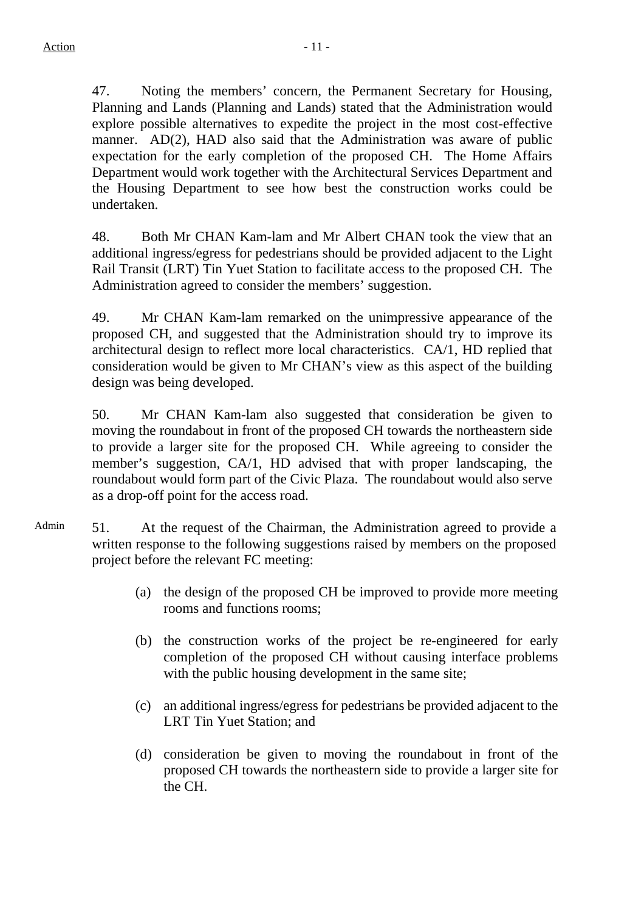47. Noting the members' concern, the Permanent Secretary for Housing, Planning and Lands (Planning and Lands) stated that the Administration would explore possible alternatives to expedite the project in the most cost-effective manner. AD(2), HAD also said that the Administration was aware of public expectation for the early completion of the proposed CH. The Home Affairs Department would work together with the Architectural Services Department and the Housing Department to see how best the construction works could be undertaken.

48. Both Mr CHAN Kam-lam and Mr Albert CHAN took the view that an additional ingress/egress for pedestrians should be provided adjacent to the Light Rail Transit (LRT) Tin Yuet Station to facilitate access to the proposed CH. The Administration agreed to consider the members' suggestion.

49. Mr CHAN Kam-lam remarked on the unimpressive appearance of the proposed CH, and suggested that the Administration should try to improve its architectural design to reflect more local characteristics. CA/1, HD replied that consideration would be given to Mr CHAN's view as this aspect of the building design was being developed.

50. Mr CHAN Kam-lam also suggested that consideration be given to moving the roundabout in front of the proposed CH towards the northeastern side to provide a larger site for the proposed CH. While agreeing to consider the member's suggestion, CA/1, HD advised that with proper landscaping, the roundabout would form part of the Civic Plaza. The roundabout would also serve as a drop-off point for the access road.

Admin

51. At the request of the Chairman, the Administration agreed to provide a written response to the following suggestions raised by members on the proposed project before the relevant FC meeting:

(a) the design of the proposed CH be improved to provide more meeting rooms and functions rooms;

(b) the construction works of the project be re-engineered for early completion of the proposed CH without causing interface problems with the public housing development in the same site;

(c) an additional ingress/egress for pedestrians be provided adjacent to the LRT Tin Yuet Station; and

(d) consideration be given to moving the roundabout in front of the proposed CH towards the northeastern side to provide a larger site for the CH.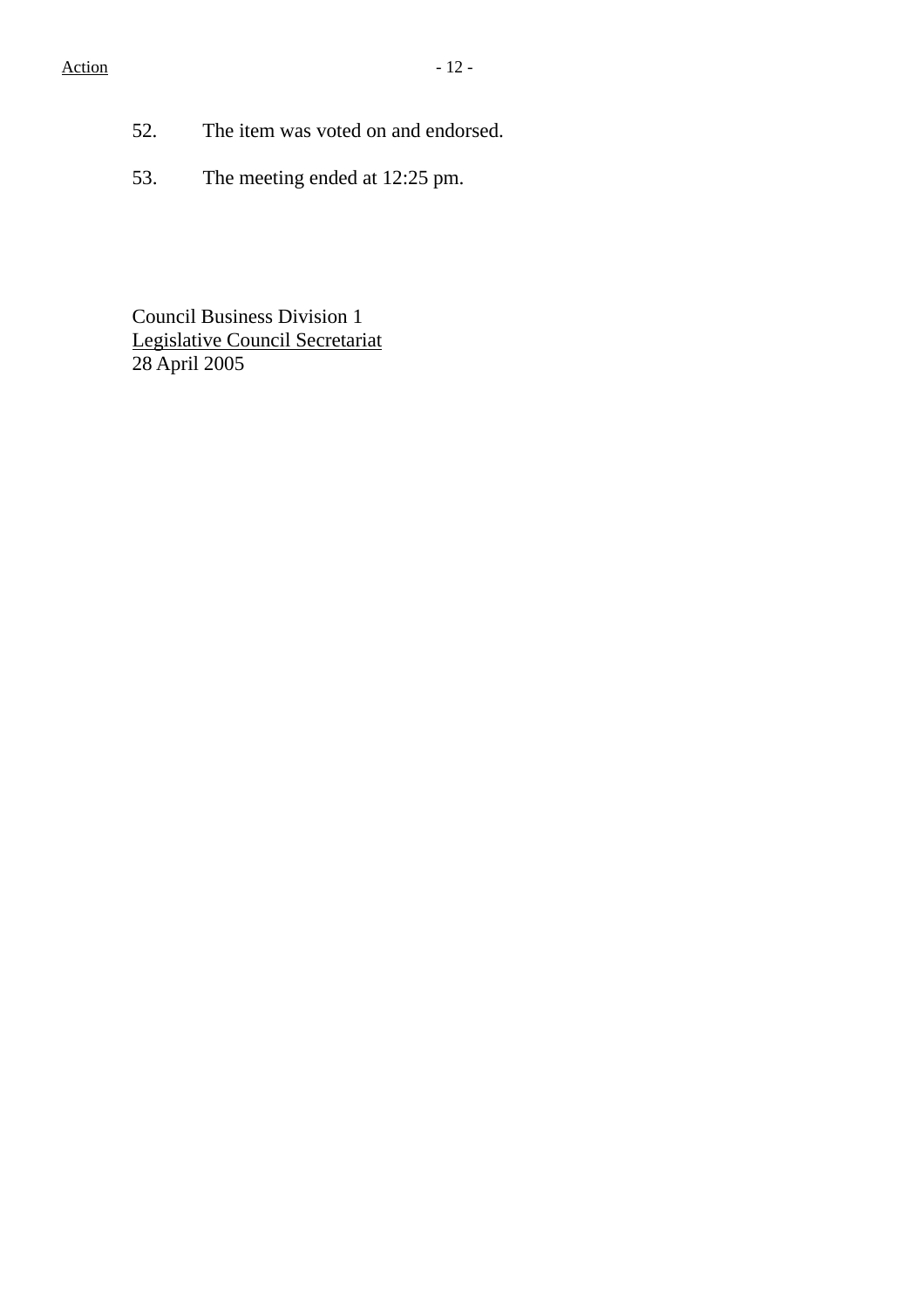52. The item was voted on and endorsed.

53. The meeting ended at 12:25 pm.

Council Business Division 1
Legislative Council Secretariat
28 April 2005